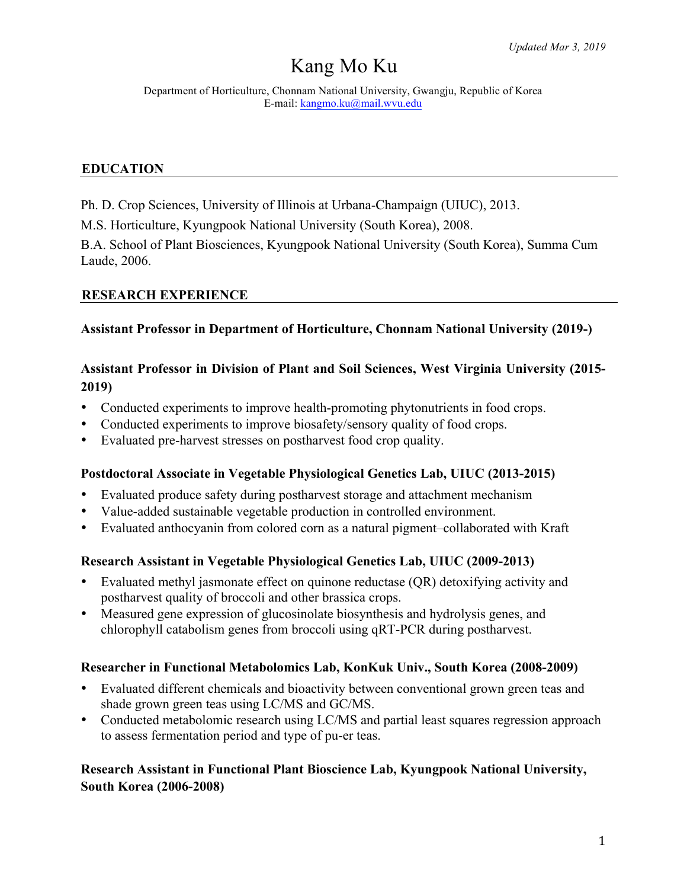*Updated Mar 3, 2019*

# Kang Mo Ku

Department of Horticulture, Chonnam National University, Gwangju, Republic of Korea
E-mail: kangmo.ku@mail.wvu.edu

## EDUCATION

Ph. D. Crop Sciences, University of Illinois at Urbana-Champaign (UIUC), 2013.

M.S. Horticulture, Kyungpook National University (South Korea), 2008.

B.A. School of Plant Biosciences, Kyungpook National University (South Korea), Summa Cum Laude, 2006.

## RESEARCH EXPERIENCE

**Assistant Professor in Department of Horticulture, Chonnam National University (2019-)**

**Assistant Professor in Division of Plant and Soil Sciences, West Virginia University (2015-2019)**

- Conducted experiments to improve health-promoting phytonutrients in food crops.
- Conducted experiments to improve biosafety/sensory quality of food crops.
- Evaluated pre-harvest stresses on postharvest food crop quality.

**Postdoctoral Associate in Vegetable Physiological Genetics Lab, UIUC (2013-2015)**

- Evaluated produce safety during postharvest storage and attachment mechanism
- Value-added sustainable vegetable production in controlled environment.
- Evaluated anthocyanin from colored corn as a natural pigment–collaborated with Kraft

**Research Assistant in Vegetable Physiological Genetics Lab, UIUC (2009-2013)**

- Evaluated methyl jasmonate effect on quinone reductase (QR) detoxifying activity and postharvest quality of broccoli and other brassica crops.
- Measured gene expression of glucosinolate biosynthesis and hydrolysis genes, and chlorophyll catabolism genes from broccoli using qRT-PCR during postharvest.

**Researcher in Functional Metabolomics Lab, KonKuk Univ., South Korea (2008-2009)**

- Evaluated different chemicals and bioactivity between conventional grown green teas and shade grown green teas using LC/MS and GC/MS.
- Conducted metabolomic research using LC/MS and partial least squares regression approach to assess fermentation period and type of pu-er teas.

**Research Assistant in Functional Plant Bioscience Lab, Kyungpook National University, South Korea (2006-2008)**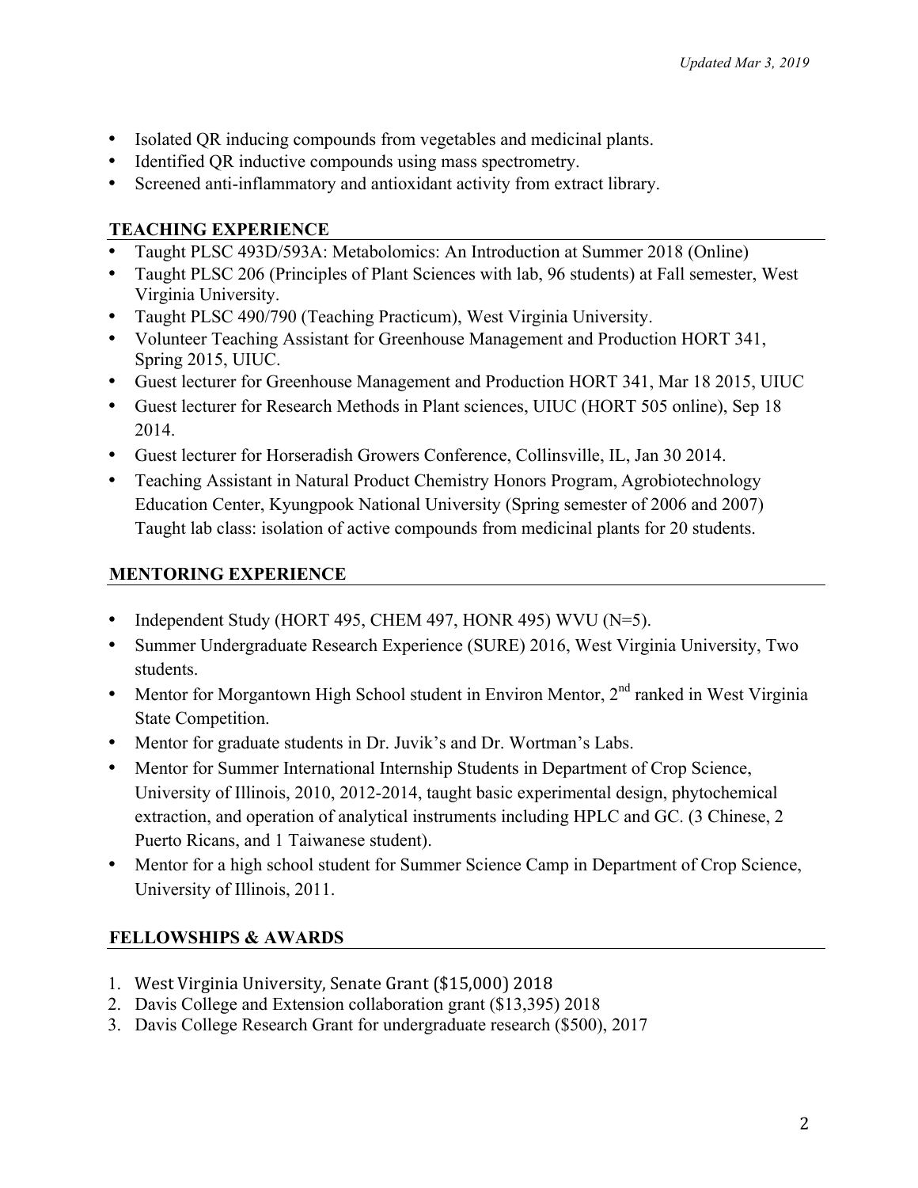- Isolated QR inducing compounds from vegetables and medicinal plants.
- Identified QR inductive compounds using mass spectrometry.
- Screened anti-inflammatory and antioxidant activity from extract library.

## TEACHING EXPERIENCE

- Taught PLSC 493D/593A: Metabolomics: An Introduction at Summer 2018 (Online)
- Taught PLSC 206 (Principles of Plant Sciences with lab, 96 students) at Fall semester, West Virginia University.
- Taught PLSC 490/790 (Teaching Practicum), West Virginia University.
- Volunteer Teaching Assistant for Greenhouse Management and Production HORT 341, Spring 2015, UIUC.
- Guest lecturer for Greenhouse Management and Production HORT 341, Mar 18 2015, UIUC
- Guest lecturer for Research Methods in Plant sciences, UIUC (HORT 505 online), Sep 18 2014.
- Guest lecturer for Horseradish Growers Conference, Collinsville, IL, Jan 30 2014.
- Teaching Assistant in Natural Product Chemistry Honors Program, Agrobiotechnology Education Center, Kyungpook National University (Spring semester of 2006 and 2007) Taught lab class: isolation of active compounds from medicinal plants for 20 students.

## MENTORING EXPERIENCE

- Independent Study (HORT 495, CHEM 497, HONR 495) WVU (N=5).
- Summer Undergraduate Research Experience (SURE) 2016, West Virginia University, Two students.
- Mentor for Morgantown High School student in Environ Mentor, 2nd ranked in West Virginia State Competition.
- Mentor for graduate students in Dr. Juvik's and Dr. Wortman's Labs.
- Mentor for Summer International Internship Students in Department of Crop Science, University of Illinois, 2010, 2012-2014, taught basic experimental design, phytochemical extraction, and operation of analytical instruments including HPLC and GC. (3 Chinese, 2 Puerto Ricans, and 1 Taiwanese student).
- Mentor for a high school student for Summer Science Camp in Department of Crop Science, University of Illinois, 2011.

## FELLOWSHIPS & AWARDS

1. West Virginia University, Senate Grant ($15,000) 2018
2. Davis College and Extension collaboration grant ($13,395) 2018
3. Davis College Research Grant for undergraduate research ($500), 2017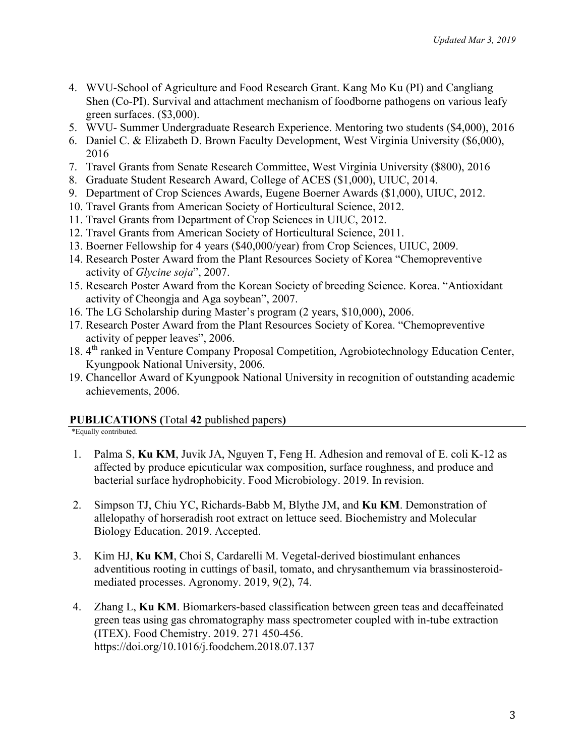4. WVU-School of Agriculture and Food Research Grant. Kang Mo Ku (PI) and Cangliang Shen (Co-PI). Survival and attachment mechanism of foodborne pathogens on various leafy green surfaces. ($3,000).
5. WVU- Summer Undergraduate Research Experience. Mentoring two students ($4,000), 2016
6. Daniel C. & Elizabeth D. Brown Faculty Development, West Virginia University ($6,000), 2016
7. Travel Grants from Senate Research Committee, West Virginia University ($800), 2016
8. Graduate Student Research Award, College of ACES ($1,000), UIUC, 2014.
9. Department of Crop Sciences Awards, Eugene Boerner Awards ($1,000), UIUC, 2012.
10. Travel Grants from American Society of Horticultural Science, 2012.
11. Travel Grants from Department of Crop Sciences in UIUC, 2012.
12. Travel Grants from American Society of Horticultural Science, 2011.
13. Boerner Fellowship for 4 years ($40,000/year) from Crop Sciences, UIUC, 2009.
14. Research Poster Award from the Plant Resources Society of Korea "Chemopreventive activity of *Glycine soja*", 2007.
15. Research Poster Award from the Korean Society of breeding Science. Korea. "Antioxidant activity of Cheongja and Aga soybean", 2007.
16. The LG Scholarship during Master's program (2 years, $10,000), 2006.
17. Research Poster Award from the Plant Resources Society of Korea. "Chemopreventive activity of pepper leaves", 2006.
18. 4th ranked in Venture Company Proposal Competition, Agrobiotechnology Education Center, Kyungpook National University, 2006.
19. Chancellor Award of Kyungpook National University in recognition of outstanding academic achievements, 2006.

## PUBLICATIONS (Total 42 published papers)

*Equally contributed.

1. Palma S, **Ku KM**, Juvik JA, Nguyen T, Feng H. Adhesion and removal of E. coli K-12 as affected by produce epicuticular wax composition, surface roughness, and produce and bacterial surface hydrophobicity. Food Microbiology. 2019. In revision.

2. Simpson TJ, Chiu YC, Richards-Babb M, Blythe JM, and **Ku KM**. Demonstration of allelopathy of horseradish root extract on lettuce seed. Biochemistry and Molecular Biology Education. 2019. Accepted.

3. Kim HJ, **Ku KM**, Choi S, Cardarelli M. Vegetal-derived biostimulant enhances adventitious rooting in cuttings of basil, tomato, and chrysanthemum via brassinosteroid-mediated processes. Agronomy. 2019, 9(2), 74.

4. Zhang L, **Ku KM**. Biomarkers-based classification between green teas and decaffeinated green teas using gas chromatography mass spectrometer coupled with in-tube extraction (ITEX). Food Chemistry. 2019. 271 450-456. https://doi.org/10.1016/j.foodchem.2018.07.137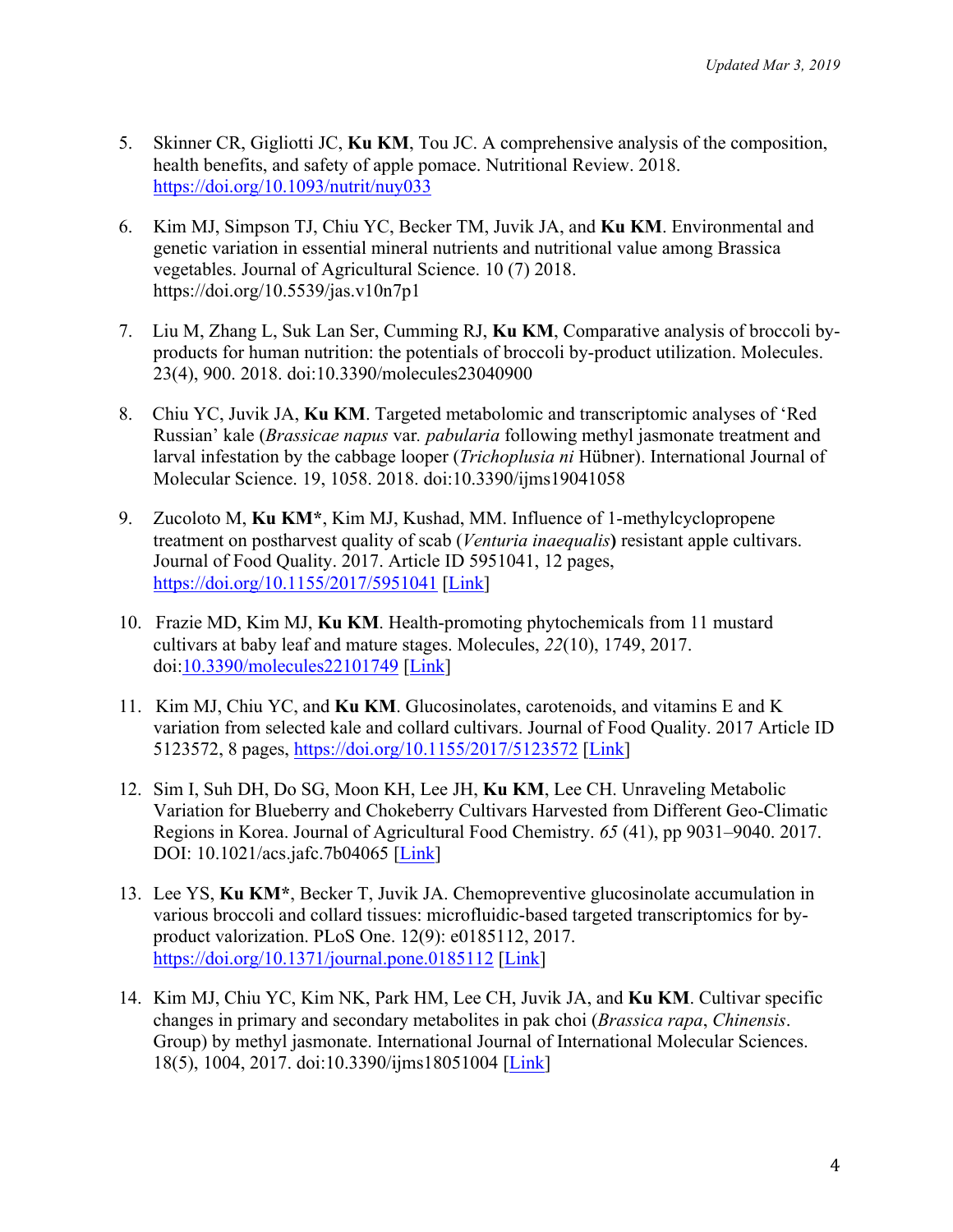5. Skinner CR, Gigliotti JC, **Ku KM**, Tou JC. A comprehensive analysis of the composition, health benefits, and safety of apple pomace. Nutritional Review. 2018. https://doi.org/10.1093/nutrit/nuy033

6. Kim MJ, Simpson TJ, Chiu YC, Becker TM, Juvik JA, and **Ku KM**. Environmental and genetic variation in essential mineral nutrients and nutritional value among Brassica vegetables. Journal of Agricultural Science. 10 (7) 2018. https://doi.org/10.5539/jas.v10n7p1

7. Liu M, Zhang L, Suk Lan Ser, Cumming RJ, **Ku KM**, Comparative analysis of broccoli by-products for human nutrition: the potentials of broccoli by-product utilization. Molecules. 23(4), 900. 2018. doi:10.3390/molecules23040900

8. Chiu YC, Juvik JA, **Ku KM**. Targeted metabolomic and transcriptomic analyses of 'Red Russian' kale (*Brassicae napus* var. *pabularia* following methyl jasmonate treatment and larval infestation by the cabbage looper (*Trichoplusia ni* Hübner). International Journal of Molecular Science. 19, 1058. 2018. doi:10.3390/ijms19041058

9. Zucoloto M, **Ku KM***, Kim MJ, Kushad, MM. Influence of 1-methylcyclopropene treatment on postharvest quality of scab (*Venturia inaequalis***)** resistant apple cultivars. Journal of Food Quality. 2017. Article ID 5951041, 12 pages, https://doi.org/10.1155/2017/5951041 [Link]

10. Frazie MD, Kim MJ, **Ku KM**. Health-promoting phytochemicals from 11 mustard cultivars at baby leaf and mature stages. Molecules, *22*(10), 1749, 2017. doi:10.3390/molecules22101749 [Link]

11. Kim MJ, Chiu YC, and **Ku KM**. Glucosinolates, carotenoids, and vitamins E and K variation from selected kale and collard cultivars. Journal of Food Quality. 2017 Article ID 5123572, 8 pages, https://doi.org/10.1155/2017/5123572 [Link]

12. Sim I, Suh DH, Do SG, Moon KH, Lee JH, **Ku KM**, Lee CH. Unraveling Metabolic Variation for Blueberry and Chokeberry Cultivars Harvested from Different Geo-Climatic Regions in Korea. Journal of Agricultural Food Chemistry. *65* (41), pp 9031–9040. 2017. DOI: 10.1021/acs.jafc.7b04065 [Link]

13. Lee YS, **Ku KM***, Becker T, Juvik JA. Chemopreventive glucosinolate accumulation in various broccoli and collard tissues: microfluidic-based targeted transcriptomics for by-product valorization. PLoS One. 12(9): e0185112, 2017. https://doi.org/10.1371/journal.pone.0185112 [Link]

14. Kim MJ, Chiu YC, Kim NK, Park HM, Lee CH, Juvik JA, and **Ku KM**. Cultivar specific changes in primary and secondary metabolites in pak choi (*Brassica rapa*, *Chinensis*. Group) by methyl jasmonate. International Journal of International Molecular Sciences. 18(5), 1004, 2017. doi:10.3390/ijms18051004 [Link]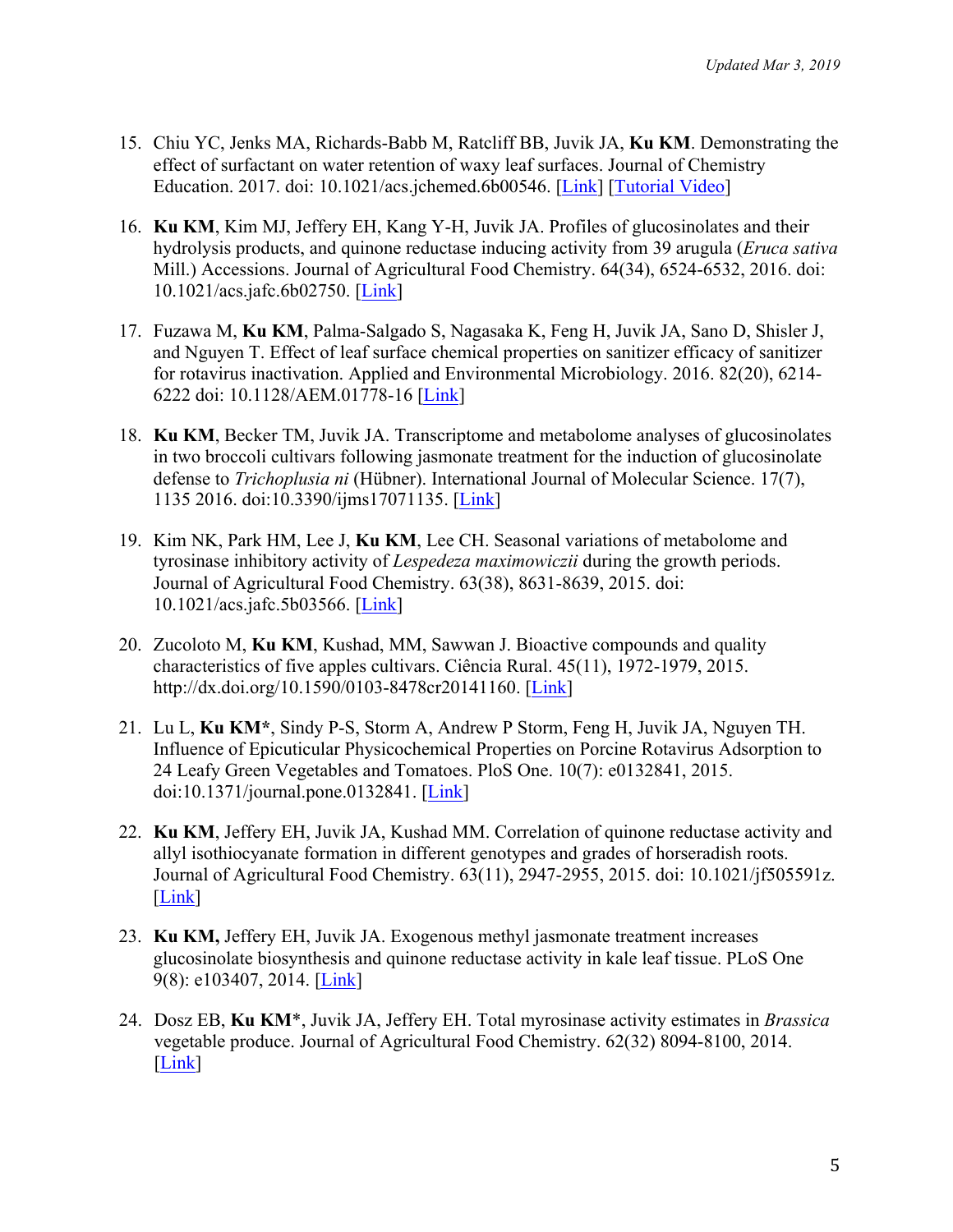15. Chiu YC, Jenks MA, Richards-Babb M, Ratcliff BB, Juvik JA, **Ku KM**. Demonstrating the effect of surfactant on water retention of waxy leaf surfaces. Journal of Chemistry Education. 2017. doi: 10.1021/acs.jchemed.6b00546. [Link] [Tutorial Video]

16. **Ku KM**, Kim MJ, Jeffery EH, Kang Y-H, Juvik JA. Profiles of glucosinolates and their hydrolysis products, and quinone reductase inducing activity from 39 arugula (*Eruca sativa* Mill.) Accessions. Journal of Agricultural Food Chemistry. 64(34), 6524-6532, 2016. doi: 10.1021/acs.jafc.6b02750. [Link]

17. Fuzawa M, **Ku KM**, Palma-Salgado S, Nagasaka K, Feng H, Juvik JA, Sano D, Shisler J, and Nguyen T. Effect of leaf surface chemical properties on sanitizer efficacy of sanitizer for rotavirus inactivation. Applied and Environmental Microbiology. 2016. 82(20), 6214-6222 doi: 10.1128/AEM.01778-16 [Link]

18. **Ku KM**, Becker TM, Juvik JA. Transcriptome and metabolome analyses of glucosinolates in two broccoli cultivars following jasmonate treatment for the induction of glucosinolate defense to *Trichoplusia ni* (Hübner). International Journal of Molecular Science. 17(7), 1135 2016. doi:10.3390/ijms17071135. [Link]

19. Kim NK, Park HM, Lee J, **Ku KM**, Lee CH. Seasonal variations of metabolome and tyrosinase inhibitory activity of *Lespedeza maximowiczii* during the growth periods. Journal of Agricultural Food Chemistry. 63(38), 8631-8639, 2015. doi: 10.1021/acs.jafc.5b03566. [Link]

20. Zucoloto M, **Ku KM**, Kushad, MM, Sawwan J. Bioactive compounds and quality characteristics of five apples cultivars. Ciência Rural. 45(11), 1972-1979, 2015. http://dx.doi.org/10.1590/0103-8478cr20141160. [Link]

21. Lu L, **Ku KM***, Sindy P-S, Storm A, Andrew P Storm, Feng H, Juvik JA, Nguyen TH. Influence of Epicuticular Physicochemical Properties on Porcine Rotavirus Adsorption to 24 Leafy Green Vegetables and Tomatoes. PloS One. 10(7): e0132841, 2015. doi:10.1371/journal.pone.0132841. [Link]

22. **Ku KM**, Jeffery EH, Juvik JA, Kushad MM. Correlation of quinone reductase activity and allyl isothiocyanate formation in different genotypes and grades of horseradish roots. Journal of Agricultural Food Chemistry. 63(11), 2947-2955, 2015. doi: 10.1021/jf505591z. [Link]

23. **Ku KM,** Jeffery EH, Juvik JA. Exogenous methyl jasmonate treatment increases glucosinolate biosynthesis and quinone reductase activity in kale leaf tissue. PLoS One 9(8): e103407, 2014. [Link]

24. Dosz EB, **Ku KM***, Juvik JA, Jeffery EH. Total myrosinase activity estimates in *Brassica* vegetable produce. Journal of Agricultural Food Chemistry. 62(32) 8094-8100, 2014. [Link]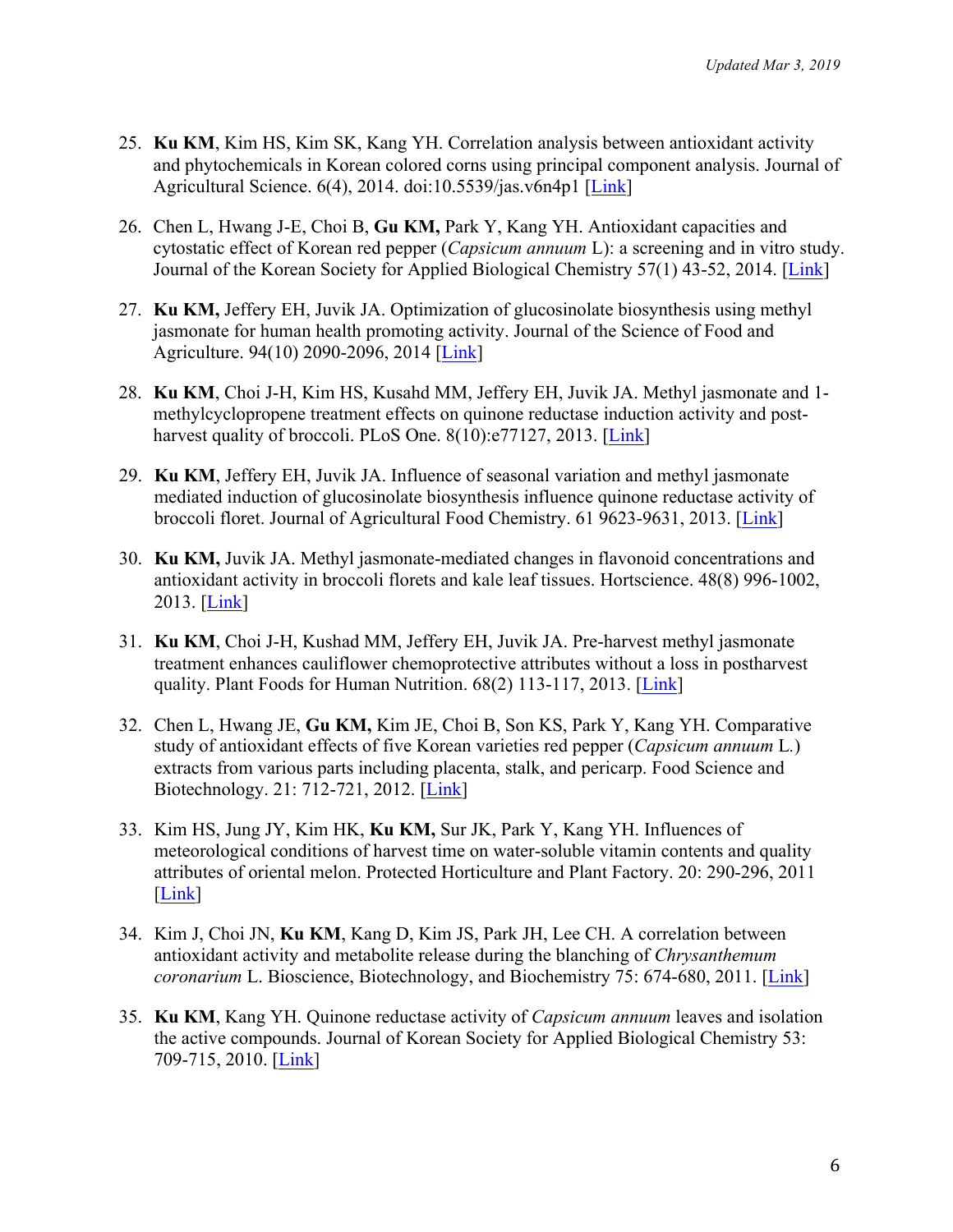25. **Ku KM**, Kim HS, Kim SK, Kang YH. Correlation analysis between antioxidant activity and phytochemicals in Korean colored corns using principal component analysis. Journal of Agricultural Science. 6(4), 2014. doi:10.5539/jas.v6n4p1 [Link]

26. Chen L, Hwang J-E, Choi B, **Gu KM,** Park Y, Kang YH. Antioxidant capacities and cytostatic effect of Korean red pepper (*Capsicum annuum* L): a screening and in vitro study. Journal of the Korean Society for Applied Biological Chemistry 57(1) 43-52, 2014. [Link]

27. **Ku KM,** Jeffery EH, Juvik JA. Optimization of glucosinolate biosynthesis using methyl jasmonate for human health promoting activity. Journal of the Science of Food and Agriculture. 94(10) 2090-2096, 2014 [Link]

28. **Ku KM**, Choi J-H, Kim HS, Kusahd MM, Jeffery EH, Juvik JA. Methyl jasmonate and 1-methylcyclopropene treatment effects on quinone reductase induction activity and post-harvest quality of broccoli. PLoS One. 8(10):e77127, 2013. [Link]

29. **Ku KM**, Jeffery EH, Juvik JA. Influence of seasonal variation and methyl jasmonate mediated induction of glucosinolate biosynthesis influence quinone reductase activity of broccoli floret. Journal of Agricultural Food Chemistry. 61 9623-9631, 2013. [Link]

30. **Ku KM,** Juvik JA. Methyl jasmonate-mediated changes in flavonoid concentrations and antioxidant activity in broccoli florets and kale leaf tissues. Hortscience. 48(8) 996-1002, 2013. [Link]

31. **Ku KM**, Choi J-H, Kushad MM, Jeffery EH, Juvik JA. Pre-harvest methyl jasmonate treatment enhances cauliflower chemoprotective attributes without a loss in postharvest quality. Plant Foods for Human Nutrition. 68(2) 113-117, 2013. [Link]

32. Chen L, Hwang JE, **Gu KM,** Kim JE, Choi B, Son KS, Park Y, Kang YH. Comparative study of antioxidant effects of five Korean varieties red pepper (*Capsicum annuum* L.) extracts from various parts including placenta, stalk, and pericarp. Food Science and Biotechnology. 21: 712-721, 2012. [Link]

33. Kim HS, Jung JY, Kim HK, **Ku KM,** Sur JK, Park Y, Kang YH. Influences of meteorological conditions of harvest time on water-soluble vitamin contents and quality attributes of oriental melon. Protected Horticulture and Plant Factory. 20: 290-296, 2011 [Link]

34. Kim J, Choi JN, **Ku KM**, Kang D, Kim JS, Park JH, Lee CH. A correlation between antioxidant activity and metabolite release during the blanching of *Chrysanthemum coronarium* L. Bioscience, Biotechnology, and Biochemistry 75: 674-680, 2011. [Link]

35. **Ku KM**, Kang YH. Quinone reductase activity of *Capsicum annuum* leaves and isolation the active compounds. Journal of Korean Society for Applied Biological Chemistry 53: 709-715, 2010. [Link]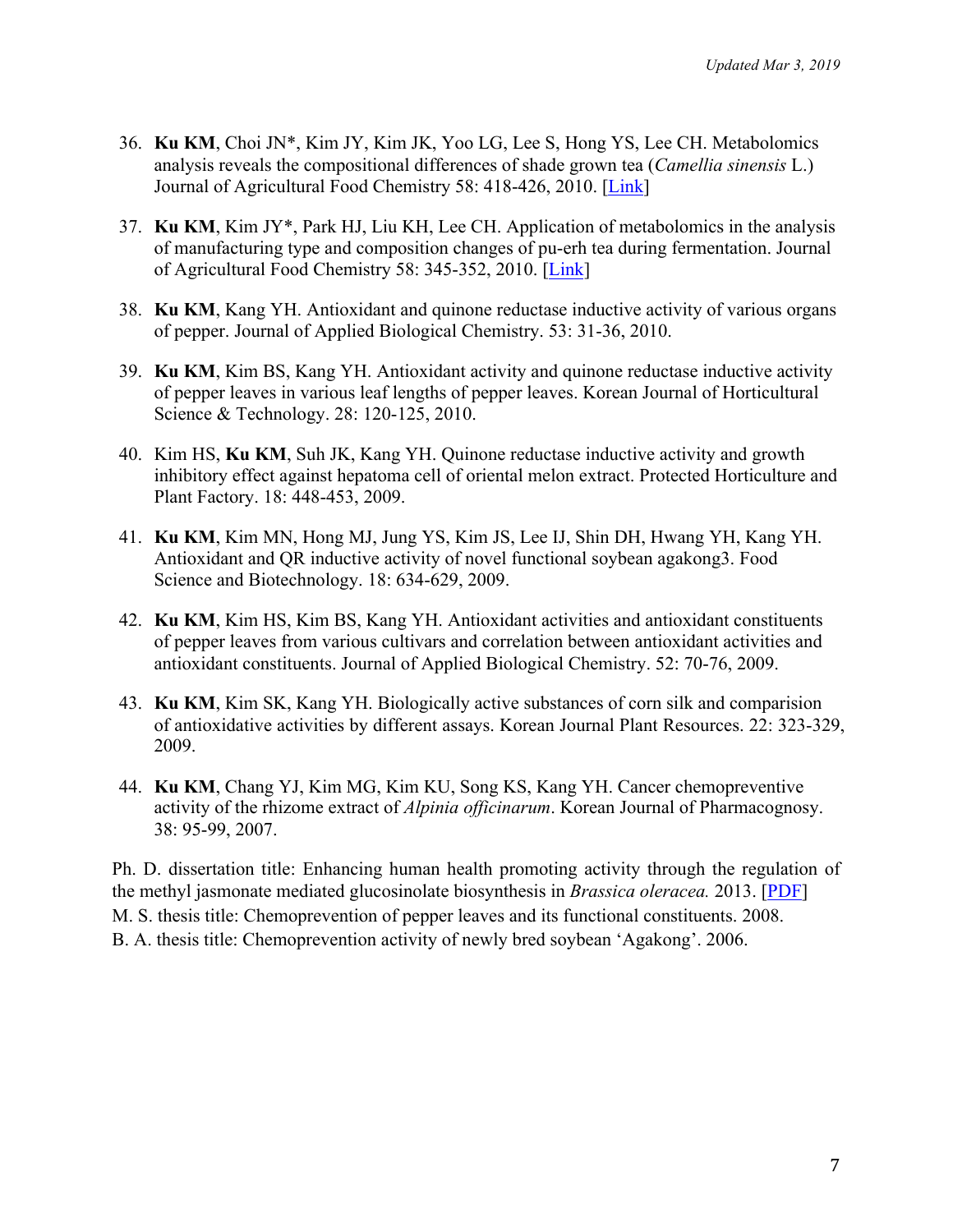36. **Ku KM**, Choi JN*, Kim JY, Kim JK, Yoo LG, Lee S, Hong YS, Lee CH. Metabolomics analysis reveals the compositional differences of shade grown tea (*Camellia sinensis* L.) Journal of Agricultural Food Chemistry 58: 418-426, 2010. [Link]

37. **Ku KM**, Kim JY*, Park HJ, Liu KH, Lee CH. Application of metabolomics in the analysis of manufacturing type and composition changes of pu-erh tea during fermentation. Journal of Agricultural Food Chemistry 58: 345-352, 2010. [Link]

38. **Ku KM**, Kang YH. Antioxidant and quinone reductase inductive activity of various organs of pepper. Journal of Applied Biological Chemistry. 53: 31-36, 2010.

39. **Ku KM**, Kim BS, Kang YH. Antioxidant activity and quinone reductase inductive activity of pepper leaves in various leaf lengths of pepper leaves. Korean Journal of Horticultural Science & Technology. 28: 120-125, 2010.

40. Kim HS, **Ku KM**, Suh JK, Kang YH. Quinone reductase inductive activity and growth inhibitory effect against hepatoma cell of oriental melon extract. Protected Horticulture and Plant Factory. 18: 448-453, 2009.

41. **Ku KM**, Kim MN, Hong MJ, Jung YS, Kim JS, Lee IJ, Shin DH, Hwang YH, Kang YH. Antioxidant and QR inductive activity of novel functional soybean agakong3. Food Science and Biotechnology. 18: 634-629, 2009.

42. **Ku KM**, Kim HS, Kim BS, Kang YH. Antioxidant activities and antioxidant constituents of pepper leaves from various cultivars and correlation between antioxidant activities and antioxidant constituents. Journal of Applied Biological Chemistry. 52: 70-76, 2009.

43. **Ku KM**, Kim SK, Kang YH. Biologically active substances of corn silk and comparision of antioxidative activities by different assays. Korean Journal Plant Resources. 22: 323-329, 2009.

44. **Ku KM**, Chang YJ, Kim MG, Kim KU, Song KS, Kang YH. Cancer chemopreventive activity of the rhizome extract of *Alpinia officinarum*. Korean Journal of Pharmacognosy. 38: 95-99, 2007.

Ph. D. dissertation title: Enhancing human health promoting activity through the regulation of the methyl jasmonate mediated glucosinolate biosynthesis in *Brassica oleracea.* 2013. [PDF]

M. S. thesis title: Chemoprevention of pepper leaves and its functional constituents. 2008.

B. A. thesis title: Chemoprevention activity of newly bred soybean 'Agakong'. 2006.